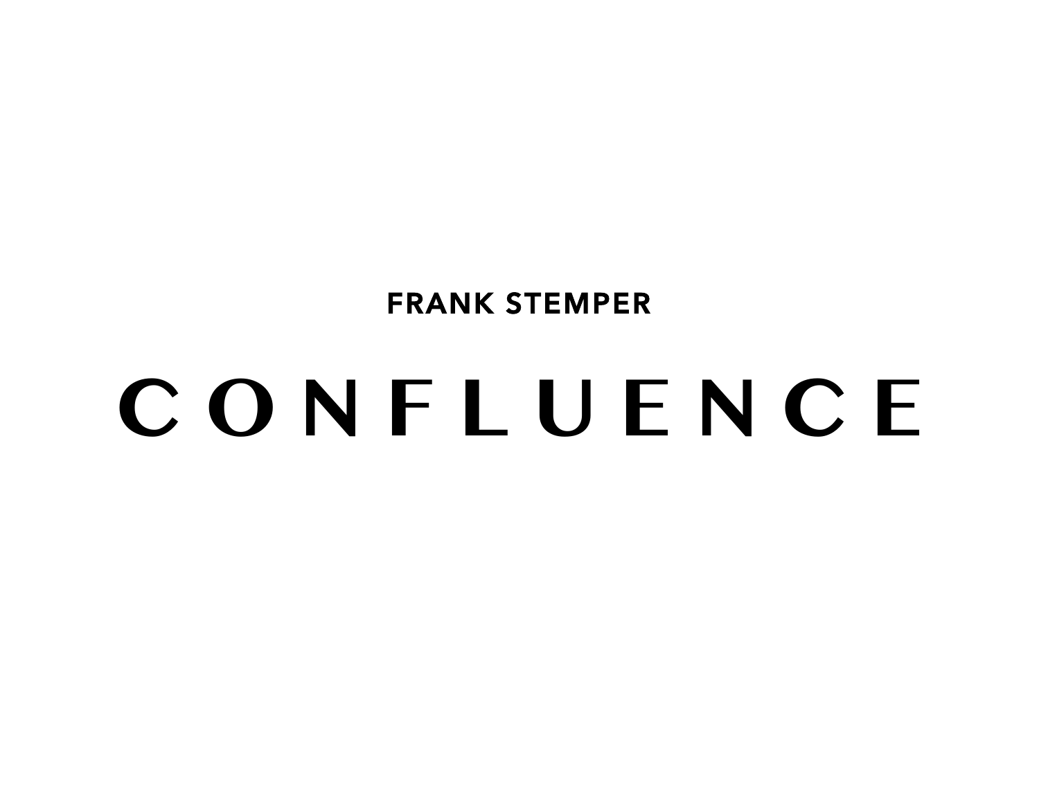**FRANK STEMPER**

# CONFLUENCE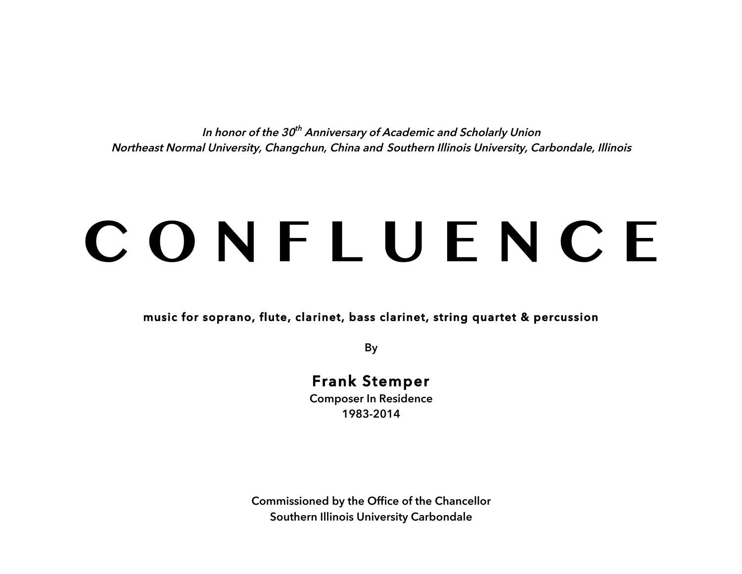*In honor of the 30th Anniversary of Academic and Scholarly Union*
*Northeast Normal University, Changchun, China and Southern Illinois University, Carbondale, Illinois*

# C O N F L U E N C E

**music for soprano, flute, clarinet, bass clarinet, string quartet & percussion**

**By**

**Frank Stemper**
**Composer In Residence**
**1983-2014**

**Commissioned by the Office of the Chancellor**
**Southern Illinois University Carbondale**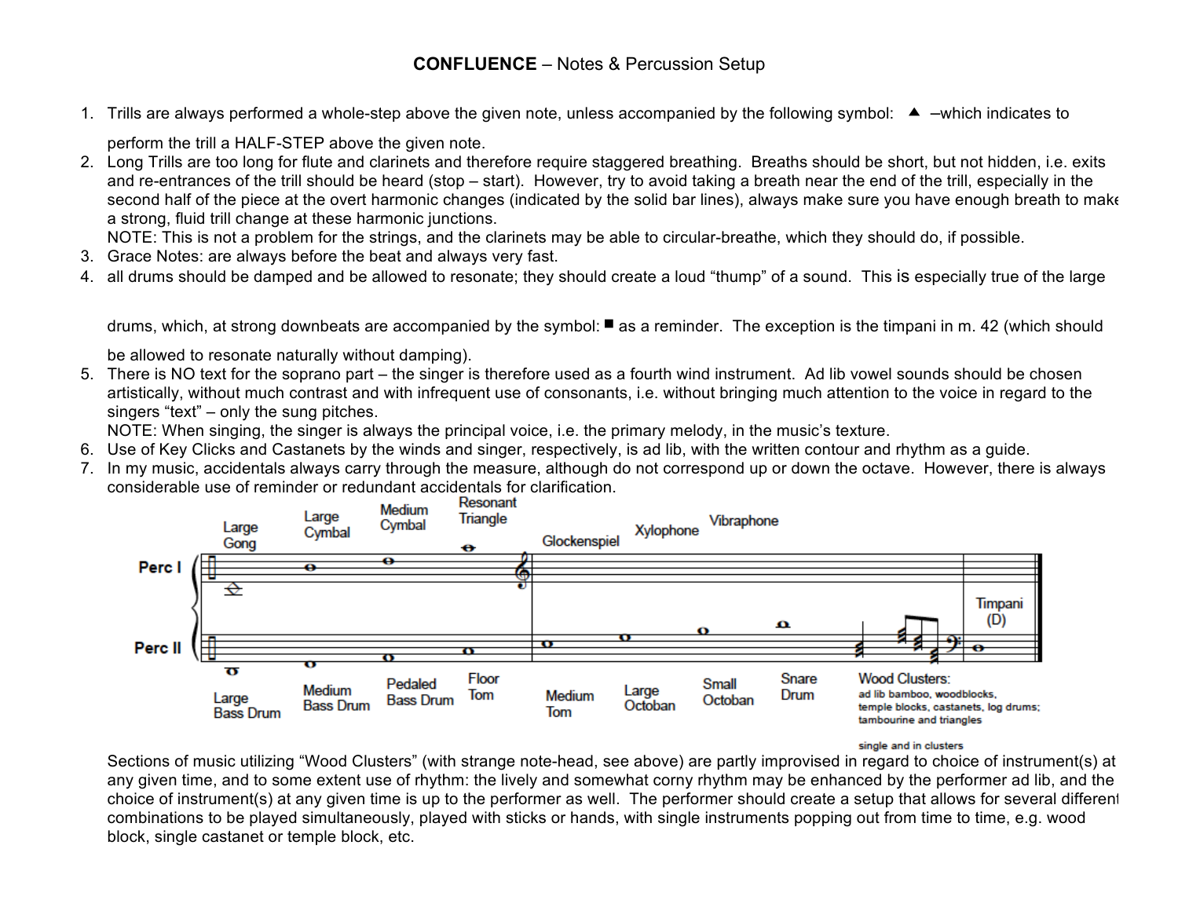**CONFLUENCE** – Notes & Percussion Setup

1. Trills are always performed a whole-step above the given note, unless accompanied by the following symbol: ▲ –which indicates to perform the trill a HALF-STEP above the given note.
2. Long Trills are too long for flute and clarinets and therefore require staggered breathing. Breaths should be short, but not hidden, i.e. exits and re-entrances of the trill should be heard (stop – start). However, try to avoid taking a breath near the end of the trill, especially in the second half of the piece at the overt harmonic changes (indicated by the solid bar lines), always make sure you have enough breath to make a strong, fluid trill change at these harmonic junctions.
   NOTE: This is not a problem for the strings, and the clarinets may be able to circular-breathe, which they should do, if possible.
3. Grace Notes: are always before the beat and always very fast.
4. all drums should be damped and be allowed to resonate; they should create a loud "thump" of a sound. This is especially true of the large drums, which, at strong downbeats are accompanied by the symbol: ■ as a reminder. The exception is the timpani in m. 42 (which should be allowed to resonate naturally without damping).
5. There is NO text for the soprano part – the singer is therefore used as a fourth wind instrument. Ad lib vowel sounds should be chosen artistically, without much contrast and with infrequent use of consonants, i.e. without bringing much attention to the voice in regard to the singers "text" – only the sung pitches.
   NOTE: When singing, the singer is always the principal voice, i.e. the primary melody, in the music's texture.
6. Use of Key Clicks and Castanets by the winds and singer, respectively, is ad lib, with the written contour and rhythm as a guide.
7. In my music, accidentals always carry through the measure, although do not correspond up or down the octave. However, there is always considerable use of reminder or redundant accidentals for clarification.

Perc I: Large Gong, Large Cymbal, Medium Cymbal, Resonant Triangle, Glockenspiel, Xylophone, Vibraphone

Perc II: Large Bass Drum, Medium Bass Drum, Pedaled Bass Drum, Floor Tom, Medium Tom, Large Octoban, Small Octoban, Snare Drum, Wood Clusters: ad lib bamboo, woodblocks, temple blocks, castanets, log drums; tambourine and triangles single and in clusters, Timpani (D)

Sections of music utilizing "Wood Clusters" (with strange note-head, see above) are partly improvised in regard to choice of instrument(s) at any given time, and to some extent use of rhythm: the lively and somewhat corny rhythm may be enhanced by the performer ad lib, and the choice of instrument(s) at any given time is up to the performer as well. The performer should create a setup that allows for several different combinations to be played simultaneously, played with sticks or hands, with single instruments popping out from time to time, e.g. wood block, single castanet or temple block, etc.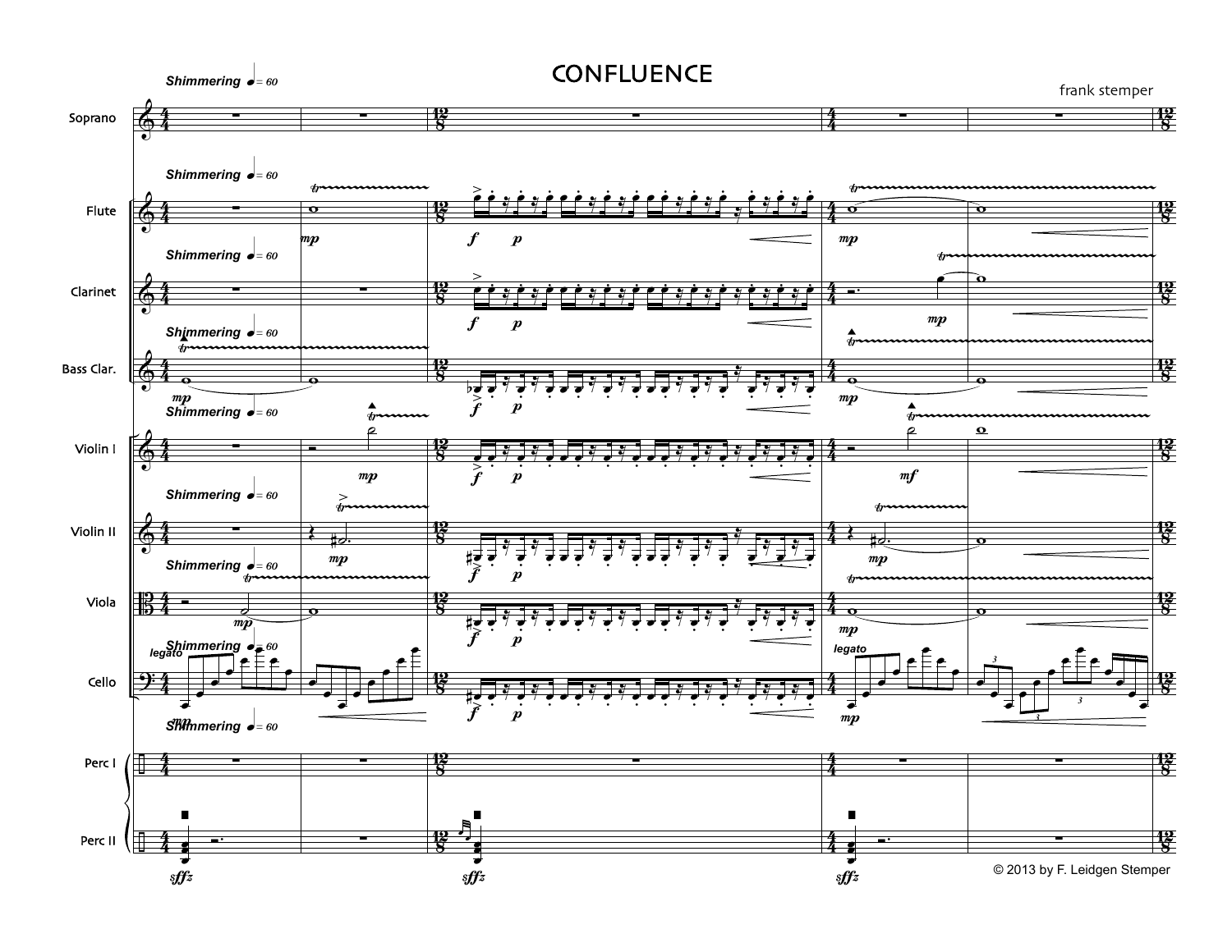# CONFLUENCE

frank stemper

© 2013 by F. Leidgen Stemper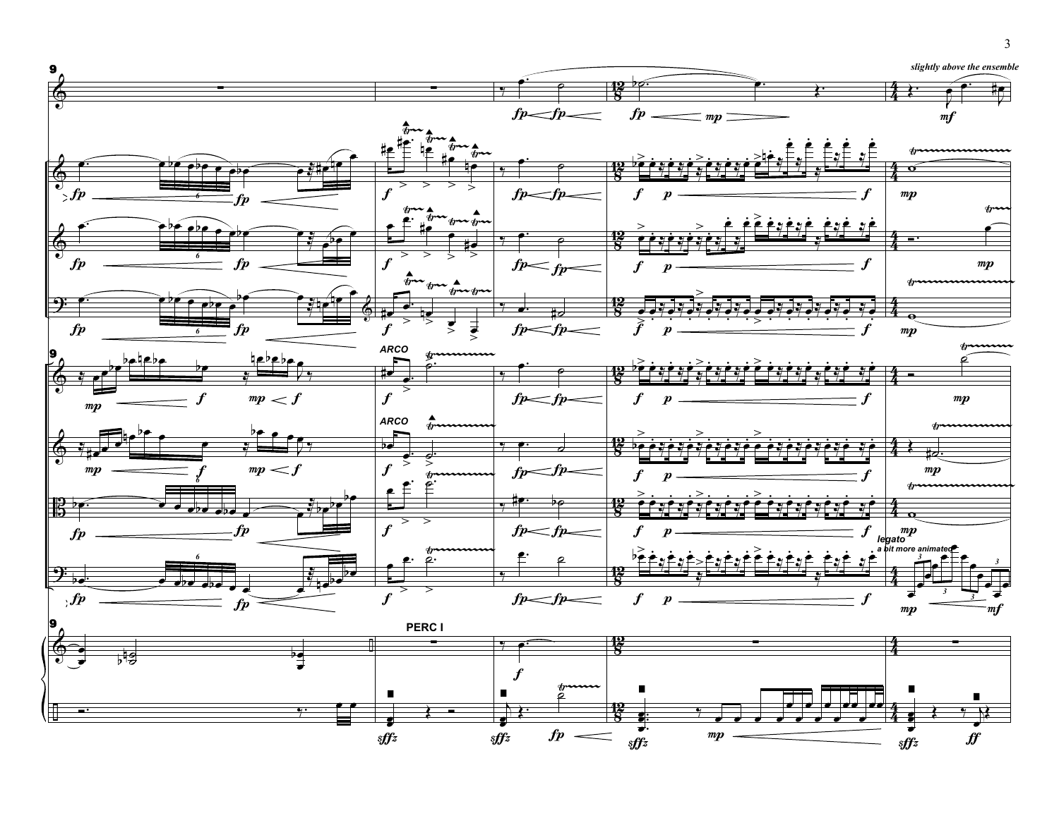slightly above the ensemble

ARCO

ARCO

legato

a bit more animated

PERC I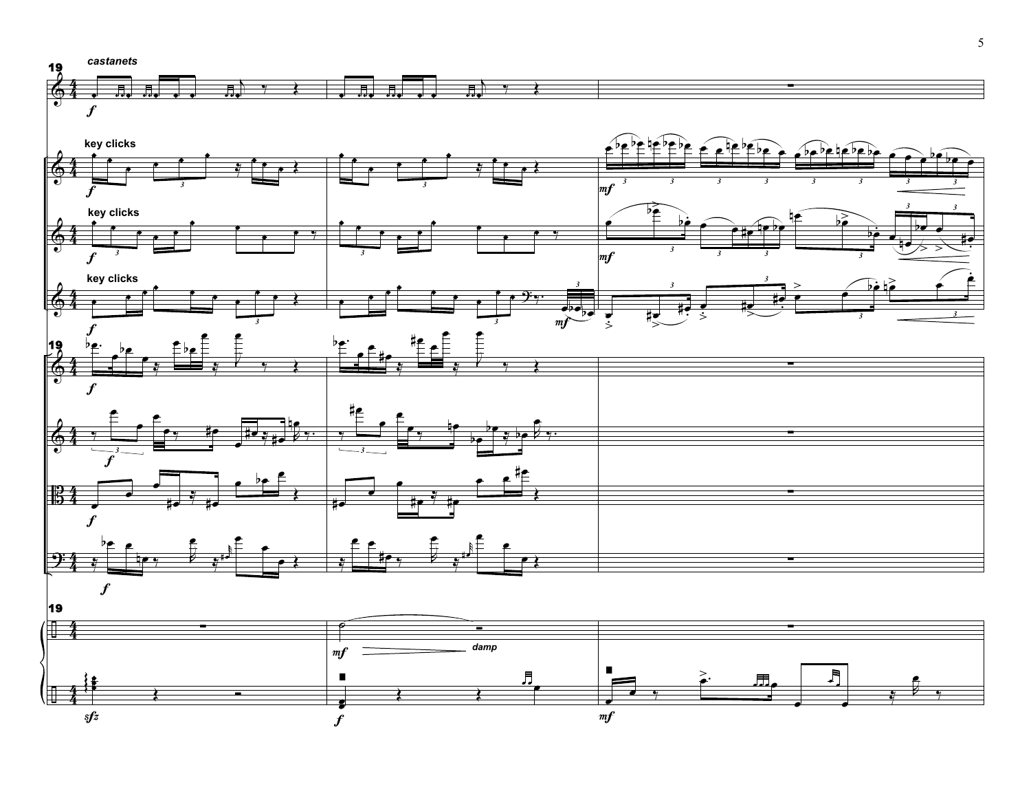19

castanets

key clicks

key clicks

key clicks

damp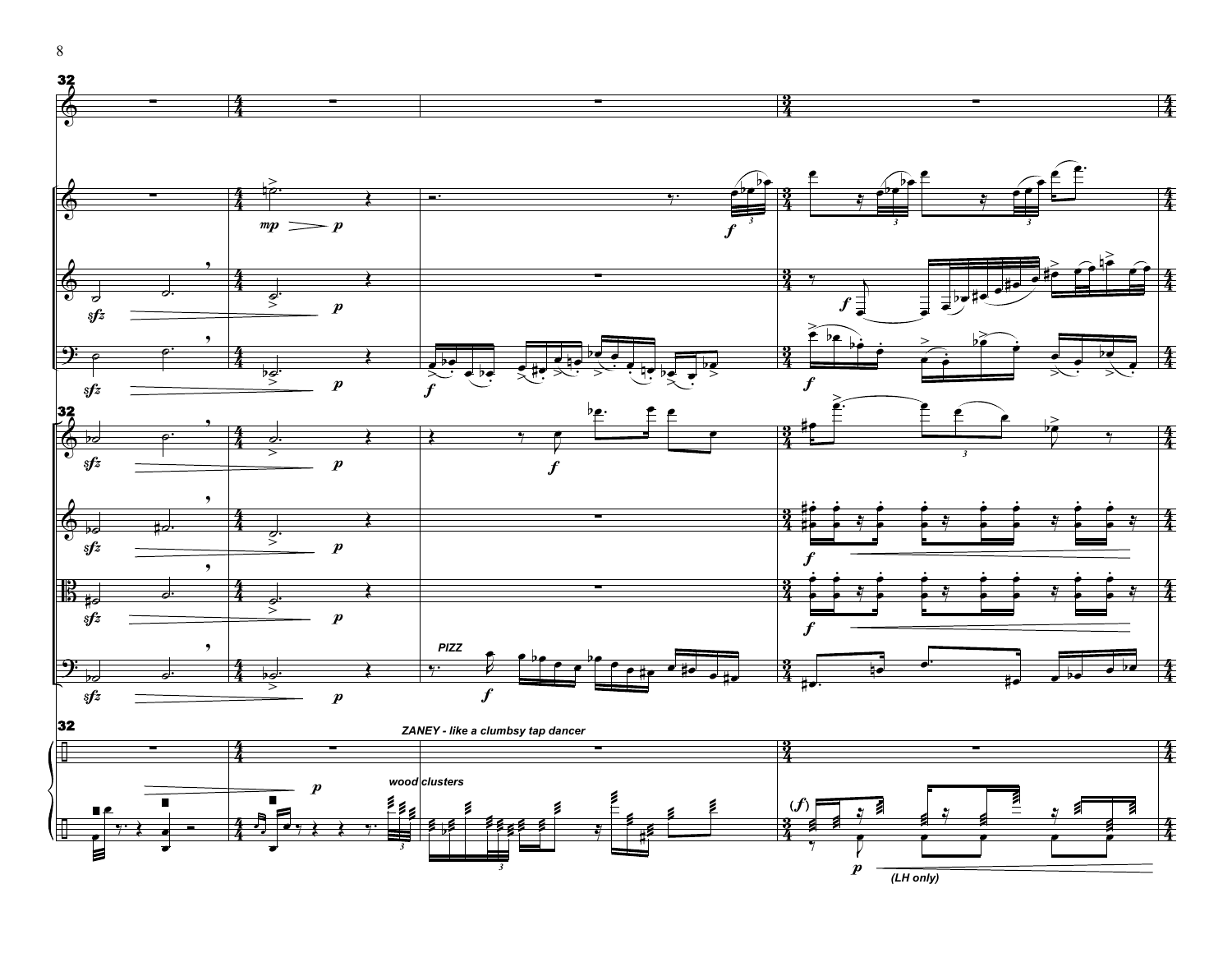**32**

PIZZ

ZANEY - like a clumbsy tap dancer

wood clusters

(LH only)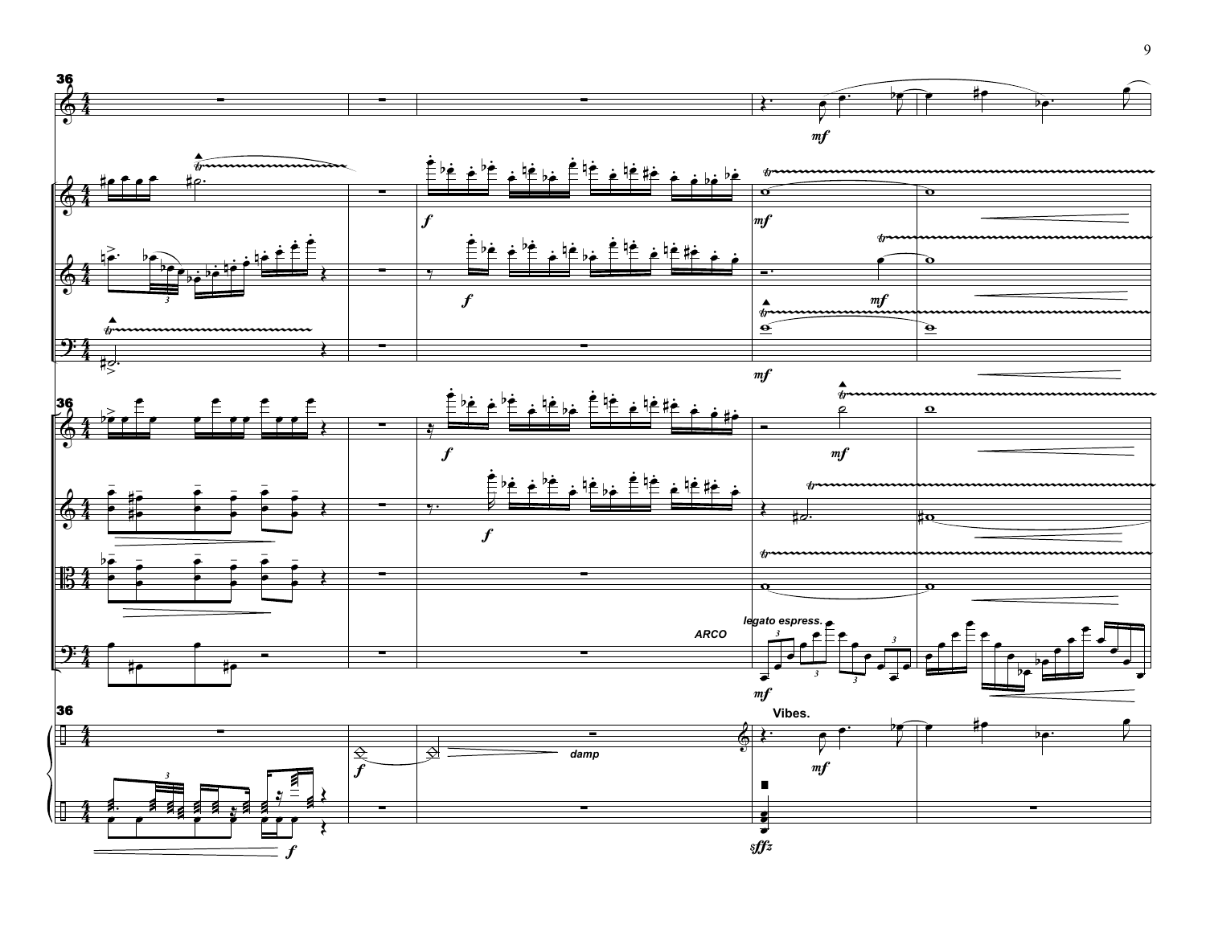36

legato espress.

ARCO

Vibes.

damp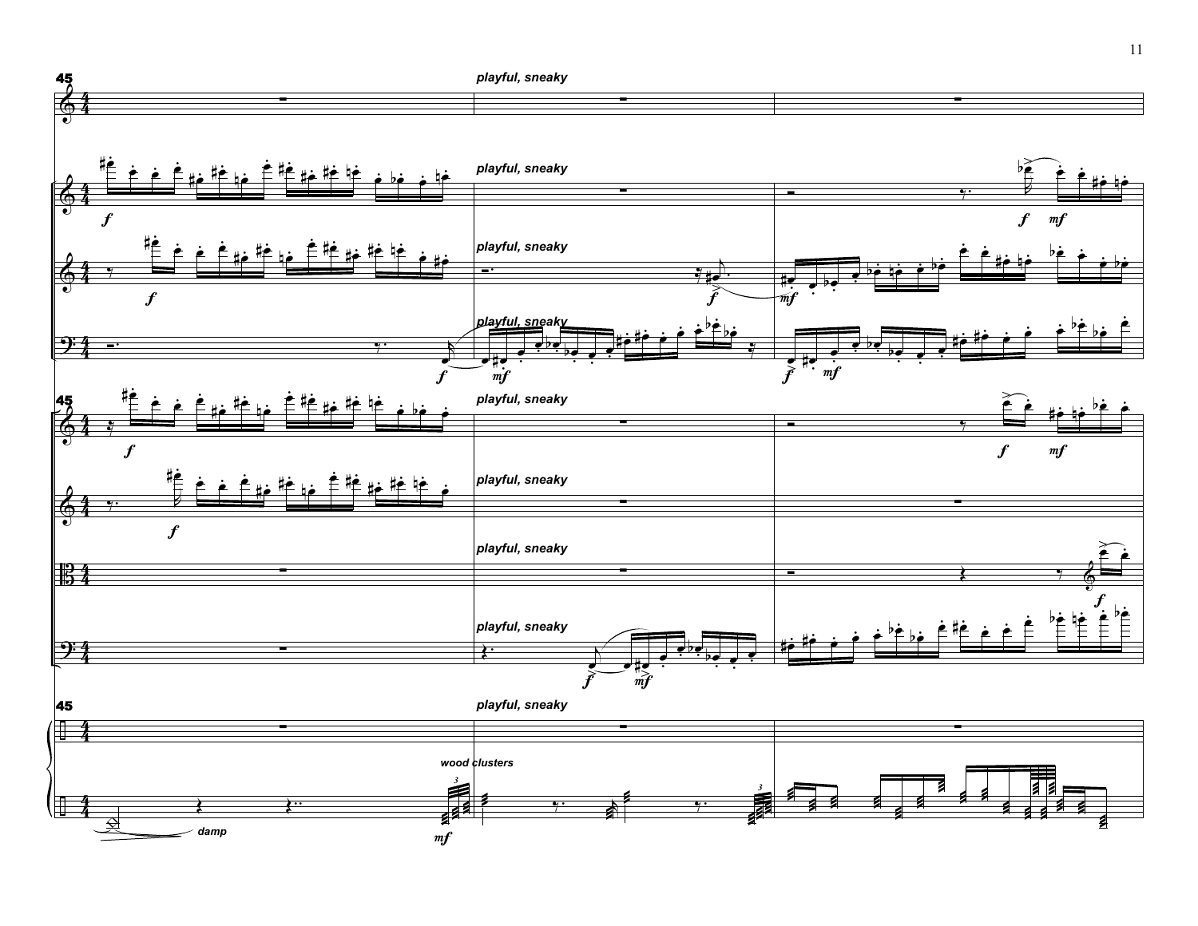45

*playful, sneaky*

*playful, sneaky*

*playful, sneaky*

*playful, sneaky*

*playful, sneaky*

*playful, sneaky*

*playful, sneaky*

*playful, sneaky*

*playful, sneaky*

*wood clusters*

*damp*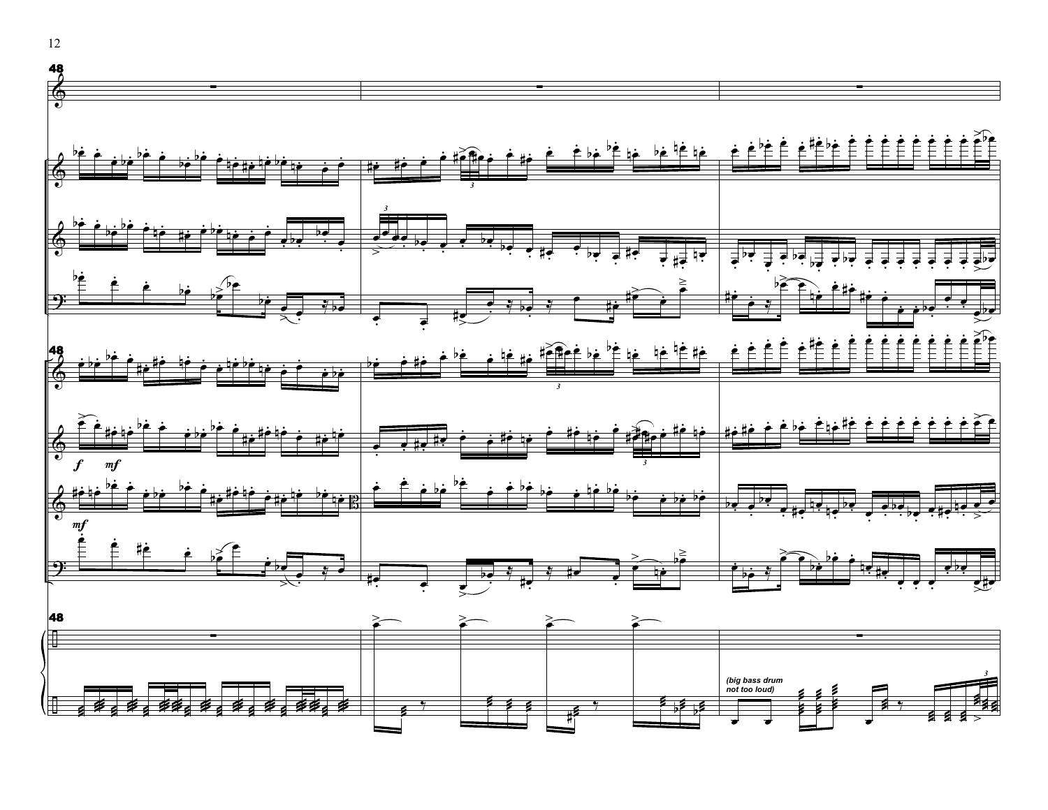48

*f* *mf*

*mf*

(big bass drum
not too loud)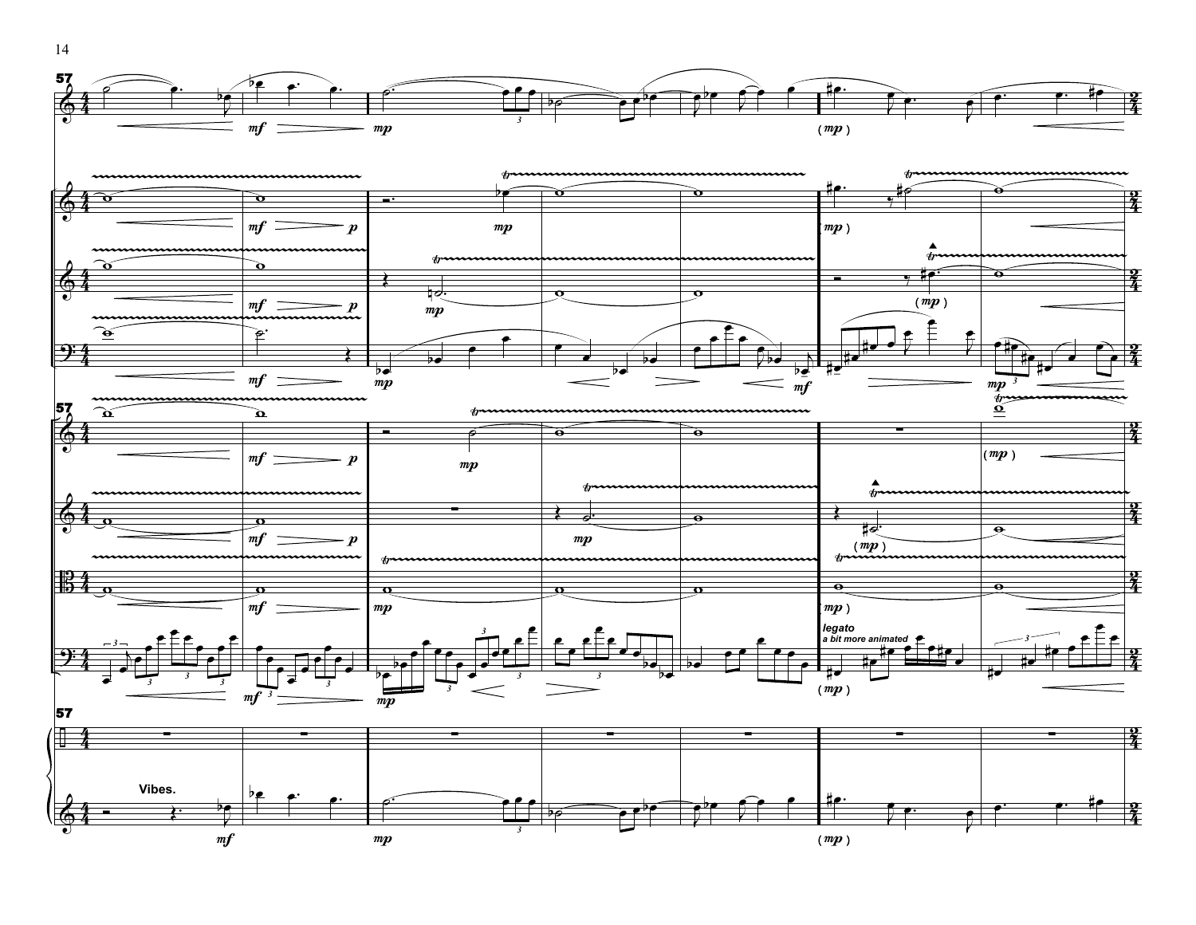**legato**

**a bit more animated**

**Vibes.**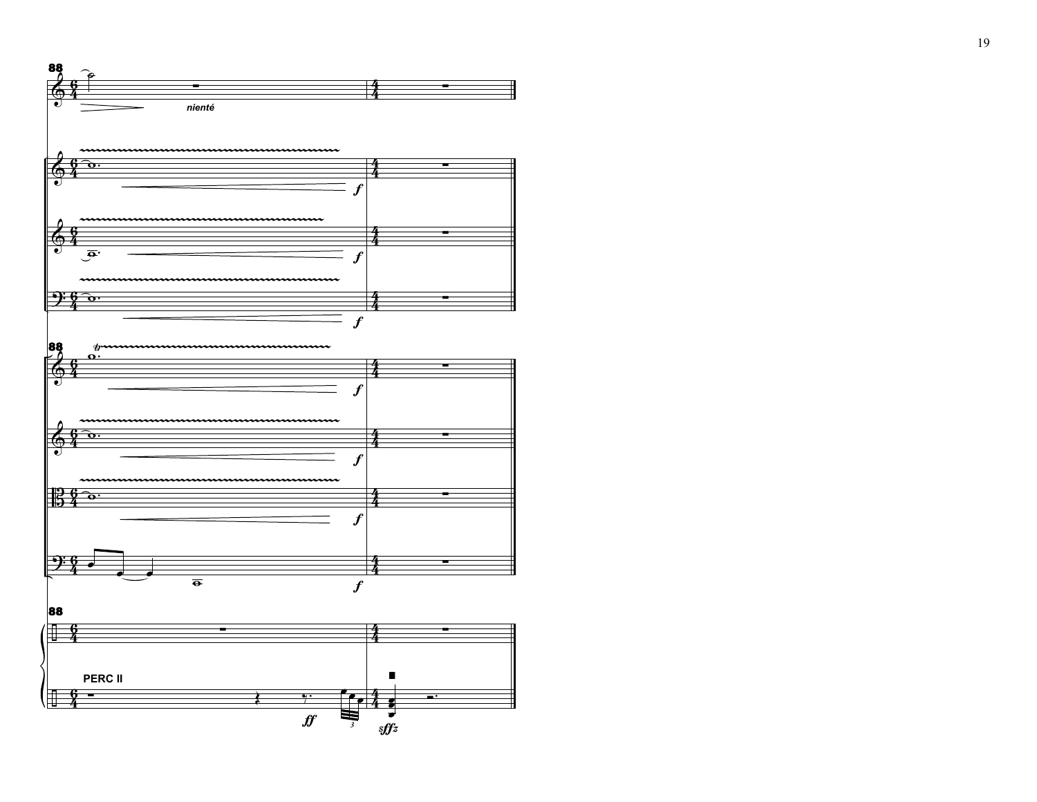88

nienté

*f*

*f*

*f*

88

*f*

*f*

*f*

*f*

88

PERC II

*ff*

*sffz*